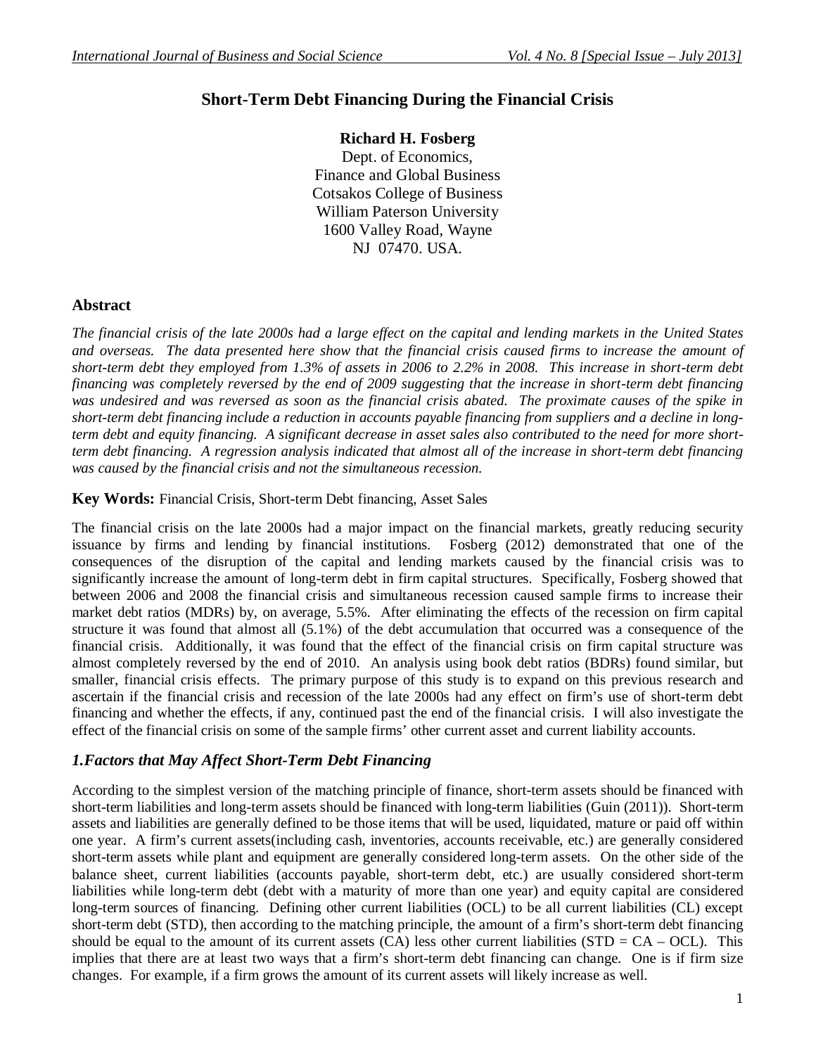# Short-Term Debt Financing During the Financial Crisis

**Richard H. Fosberg**
Dept. of Economics,
Finance and Global Business
Cotsakos College of Business
William Paterson University
1600 Valley Road, Wayne
NJ 07470. USA.

## Abstract

*The financial crisis of the late 2000s had a large effect on the capital and lending markets in the United States and overseas. The data presented here show that the financial crisis caused firms to increase the amount of short-term debt they employed from 1.3% of assets in 2006 to 2.2% in 2008. This increase in short-term debt financing was completely reversed by the end of 2009 suggesting that the increase in short-term debt financing was undesired and was reversed as soon as the financial crisis abated. The proximate causes of the spike in short-term debt financing include a reduction in accounts payable financing from suppliers and a decline in long-term debt and equity financing. A significant decrease in asset sales also contributed to the need for more short-term debt financing. A regression analysis indicated that almost all of the increase in short-term debt financing was caused by the financial crisis and not the simultaneous recession.*

**Key Words:** Financial Crisis, Short-term Debt financing, Asset Sales

The financial crisis on the late 2000s had a major impact on the financial markets, greatly reducing security issuance by firms and lending by financial institutions. Fosberg (2012) demonstrated that one of the consequences of the disruption of the capital and lending markets caused by the financial crisis was to significantly increase the amount of long-term debt in firm capital structures. Specifically, Fosberg showed that between 2006 and 2008 the financial crisis and simultaneous recession caused sample firms to increase their market debt ratios (MDRs) by, on average, 5.5%. After eliminating the effects of the recession on firm capital structure it was found that almost all (5.1%) of the debt accumulation that occurred was a consequence of the financial crisis. Additionally, it was found that the effect of the financial crisis on firm capital structure was almost completely reversed by the end of 2010. An analysis using book debt ratios (BDRs) found similar, but smaller, financial crisis effects. The primary purpose of this study is to expand on this previous research and ascertain if the financial crisis and recession of the late 2000s had any effect on firm's use of short-term debt financing and whether the effects, if any, continued past the end of the financial crisis. I will also investigate the effect of the financial crisis on some of the sample firms' other current asset and current liability accounts.

## *1.Factors that May Affect Short-Term Debt Financing*

According to the simplest version of the matching principle of finance, short-term assets should be financed with short-term liabilities and long-term assets should be financed with long-term liabilities (Guin (2011)). Short-term assets and liabilities are generally defined to be those items that will be used, liquidated, mature or paid off within one year. A firm's current assets(including cash, inventories, accounts receivable, etc.) are generally considered short-term assets while plant and equipment are generally considered long-term assets. On the other side of the balance sheet, current liabilities (accounts payable, short-term debt, etc.) are usually considered short-term liabilities while long-term debt (debt with a maturity of more than one year) and equity capital are considered long-term sources of financing. Defining other current liabilities (OCL) to be all current liabilities (CL) except short-term debt (STD), then according to the matching principle, the amount of a firm's short-term debt financing should be equal to the amount of its current assets (CA) less other current liabilities (STD = CA – OCL). This implies that there are at least two ways that a firm's short-term debt financing can change. One is if firm size changes. For example, if a firm grows the amount of its current assets will likely increase as well.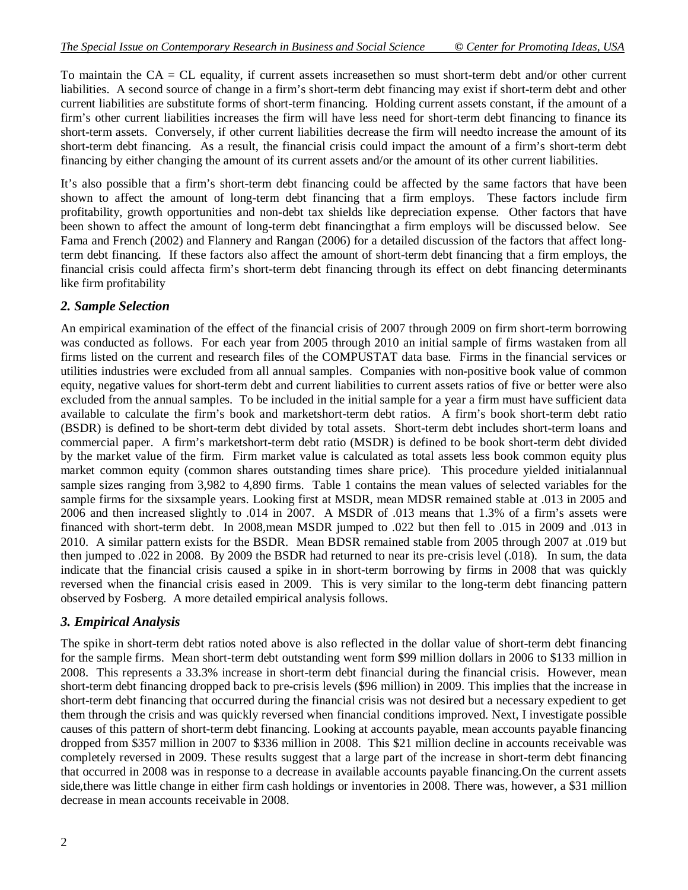To maintain the CA = CL equality, if current assets increasethen so must short-term debt and/or other current liabilities. A second source of change in a firm's short-term debt financing may exist if short-term debt and other current liabilities are substitute forms of short-term financing. Holding current assets constant, if the amount of a firm's other current liabilities increases the firm will have less need for short-term debt financing to finance its short-term assets. Conversely, if other current liabilities decrease the firm will needto increase the amount of its short-term debt financing. As a result, the financial crisis could impact the amount of a firm's short-term debt financing by either changing the amount of its current assets and/or the amount of its other current liabilities.

It's also possible that a firm's short-term debt financing could be affected by the same factors that have been shown to affect the amount of long-term debt financing that a firm employs. These factors include firm profitability, growth opportunities and non-debt tax shields like depreciation expense. Other factors that have been shown to affect the amount of long-term debt financingthat a firm employs will be discussed below. See Fama and French (2002) and Flannery and Rangan (2006) for a detailed discussion of the factors that affect long-term debt financing. If these factors also affect the amount of short-term debt financing that a firm employs, the financial crisis could affecta firm's short-term debt financing through its effect on debt financing determinants like firm profitability

## *2. Sample Selection*

An empirical examination of the effect of the financial crisis of 2007 through 2009 on firm short-term borrowing was conducted as follows. For each year from 2005 through 2010 an initial sample of firms wastaken from all firms listed on the current and research files of the COMPUSTAT data base. Firms in the financial services or utilities industries were excluded from all annual samples. Companies with non-positive book value of common equity, negative values for short-term debt and current liabilities to current assets ratios of five or better were also excluded from the annual samples. To be included in the initial sample for a year a firm must have sufficient data available to calculate the firm's book and marketshort-term debt ratios. A firm's book short-term debt ratio (BSDR) is defined to be short-term debt divided by total assets. Short-term debt includes short-term loans and commercial paper. A firm's marketshort-term debt ratio (MSDR) is defined to be book short-term debt divided by the market value of the firm. Firm market value is calculated as total assets less book common equity plus market common equity (common shares outstanding times share price). This procedure yielded initialannual sample sizes ranging from 3,982 to 4,890 firms. Table 1 contains the mean values of selected variables for the sample firms for the sixsample years. Looking first at MSDR, mean MDSR remained stable at .013 in 2005 and 2006 and then increased slightly to .014 in 2007. A MSDR of .013 means that 1.3% of a firm's assets were financed with short-term debt. In 2008,mean MSDR jumped to .022 but then fell to .015 in 2009 and .013 in 2010. A similar pattern exists for the BSDR. Mean BDSR remained stable from 2005 through 2007 at .019 but then jumped to .022 in 2008. By 2009 the BSDR had returned to near its pre-crisis level (.018). In sum, the data indicate that the financial crisis caused a spike in in short-term borrowing by firms in 2008 that was quickly reversed when the financial crisis eased in 2009. This is very similar to the long-term debt financing pattern observed by Fosberg. A more detailed empirical analysis follows.

## *3. Empirical Analysis*

The spike in short-term debt ratios noted above is also reflected in the dollar value of short-term debt financing for the sample firms. Mean short-term debt outstanding went form \$99 million dollars in 2006 to \$133 million in 2008. This represents a 33.3% increase in short-term debt financial during the financial crisis. However, mean short-term debt financing dropped back to pre-crisis levels (\$96 million) in 2009. This implies that the increase in short-term debt financing that occurred during the financial crisis was not desired but a necessary expedient to get them through the crisis and was quickly reversed when financial conditions improved. Next, I investigate possible causes of this pattern of short-term debt financing. Looking at accounts payable, mean accounts payable financing dropped from \$357 million in 2007 to \$336 million in 2008. This \$21 million decline in accounts receivable was completely reversed in 2009. These results suggest that a large part of the increase in short-term debt financing that occurred in 2008 was in response to a decrease in available accounts payable financing.On the current assets side,there was little change in either firm cash holdings or inventories in 2008. There was, however, a \$31 million decrease in mean accounts receivable in 2008.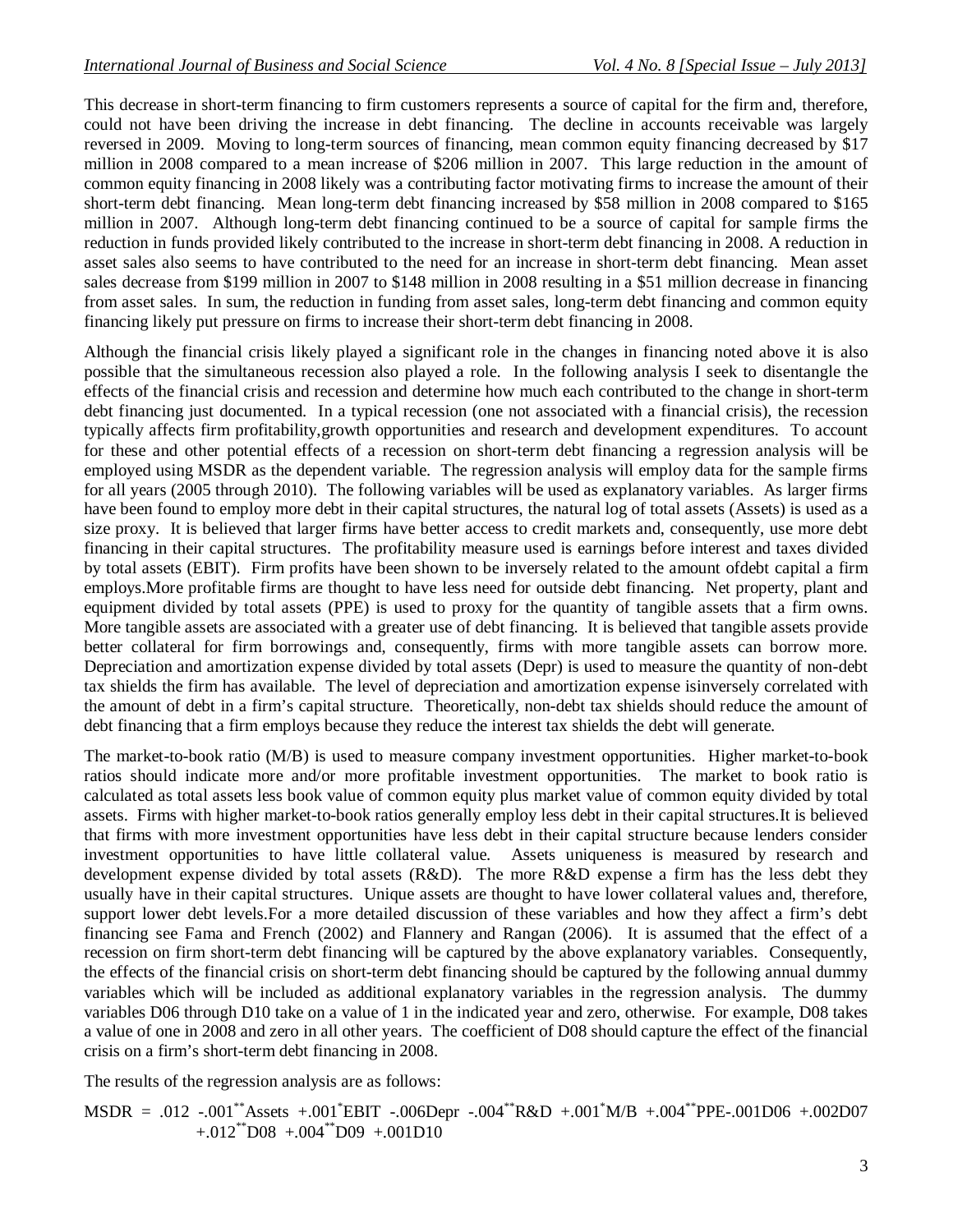This decrease in short-term financing to firm customers represents a source of capital for the firm and, therefore, could not have been driving the increase in debt financing. The decline in accounts receivable was largely reversed in 2009. Moving to long-term sources of financing, mean common equity financing decreased by $17 million in 2008 compared to a mean increase of $206 million in 2007. This large reduction in the amount of common equity financing in 2008 likely was a contributing factor motivating firms to increase the amount of their short-term debt financing. Mean long-term debt financing increased by $58 million in 2008 compared to $165 million in 2007. Although long-term debt financing continued to be a source of capital for sample firms the reduction in funds provided likely contributed to the increase in short-term debt financing in 2008. A reduction in asset sales also seems to have contributed to the need for an increase in short-term debt financing. Mean asset sales decrease from $199 million in 2007 to $148 million in 2008 resulting in a $51 million decrease in financing from asset sales. In sum, the reduction in funding from asset sales, long-term debt financing and common equity financing likely put pressure on firms to increase their short-term debt financing in 2008.

Although the financial crisis likely played a significant role in the changes in financing noted above it is also possible that the simultaneous recession also played a role. In the following analysis I seek to disentangle the effects of the financial crisis and recession and determine how much each contributed to the change in short-term debt financing just documented. In a typical recession (one not associated with a financial crisis), the recession typically affects firm profitability,growth opportunities and research and development expenditures. To account for these and other potential effects of a recession on short-term debt financing a regression analysis will be employed using MSDR as the dependent variable. The regression analysis will employ data for the sample firms for all years (2005 through 2010). The following variables will be used as explanatory variables. As larger firms have been found to employ more debt in their capital structures, the natural log of total assets (Assets) is used as a size proxy. It is believed that larger firms have better access to credit markets and, consequently, use more debt financing in their capital structures. The profitability measure used is earnings before interest and taxes divided by total assets (EBIT). Firm profits have been shown to be inversely related to the amount ofdebt capital a firm employs.More profitable firms are thought to have less need for outside debt financing. Net property, plant and equipment divided by total assets (PPE) is used to proxy for the quantity of tangible assets that a firm owns. More tangible assets are associated with a greater use of debt financing. It is believed that tangible assets provide better collateral for firm borrowings and, consequently, firms with more tangible assets can borrow more. Depreciation and amortization expense divided by total assets (Depr) is used to measure the quantity of non-debt tax shields the firm has available. The level of depreciation and amortization expense isinversely correlated with the amount of debt in a firm's capital structure. Theoretically, non-debt tax shields should reduce the amount of debt financing that a firm employs because they reduce the interest tax shields the debt will generate.

The market-to-book ratio (M/B) is used to measure company investment opportunities. Higher market-to-book ratios should indicate more and/or more profitable investment opportunities. The market to book ratio is calculated as total assets less book value of common equity plus market value of common equity divided by total assets. Firms with higher market-to-book ratios generally employ less debt in their capital structures.It is believed that firms with more investment opportunities have less debt in their capital structure because lenders consider investment opportunities to have little collateral value. Assets uniqueness is measured by research and development expense divided by total assets (R&D). The more R&D expense a firm has the less debt they usually have in their capital structures. Unique assets are thought to have lower collateral values and, therefore, support lower debt levels.For a more detailed discussion of these variables and how they affect a firm's debt financing see Fama and French (2002) and Flannery and Rangan (2006). It is assumed that the effect of a recession on firm short-term debt financing will be captured by the above explanatory variables. Consequently, the effects of the financial crisis on short-term debt financing should be captured by the following annual dummy variables which will be included as additional explanatory variables in the regression analysis. The dummy variables D06 through D10 take on a value of 1 in the indicated year and zero, otherwise. For example, D08 takes a value of one in 2008 and zero in all other years. The coefficient of D08 should capture the effect of the financial crisis on a firm's short-term debt financing in 2008.

The results of the regression analysis are as follows:

$$MSDR = .012 - .001^{**}Assets + .001^{*}EBIT - .006Depr - .004^{**}R\&D + .001^{*}M/B + .004^{**}PPE - .001D06 + .002D07 + .012^{**}D08 + .004^{**}D09 + .001D10$$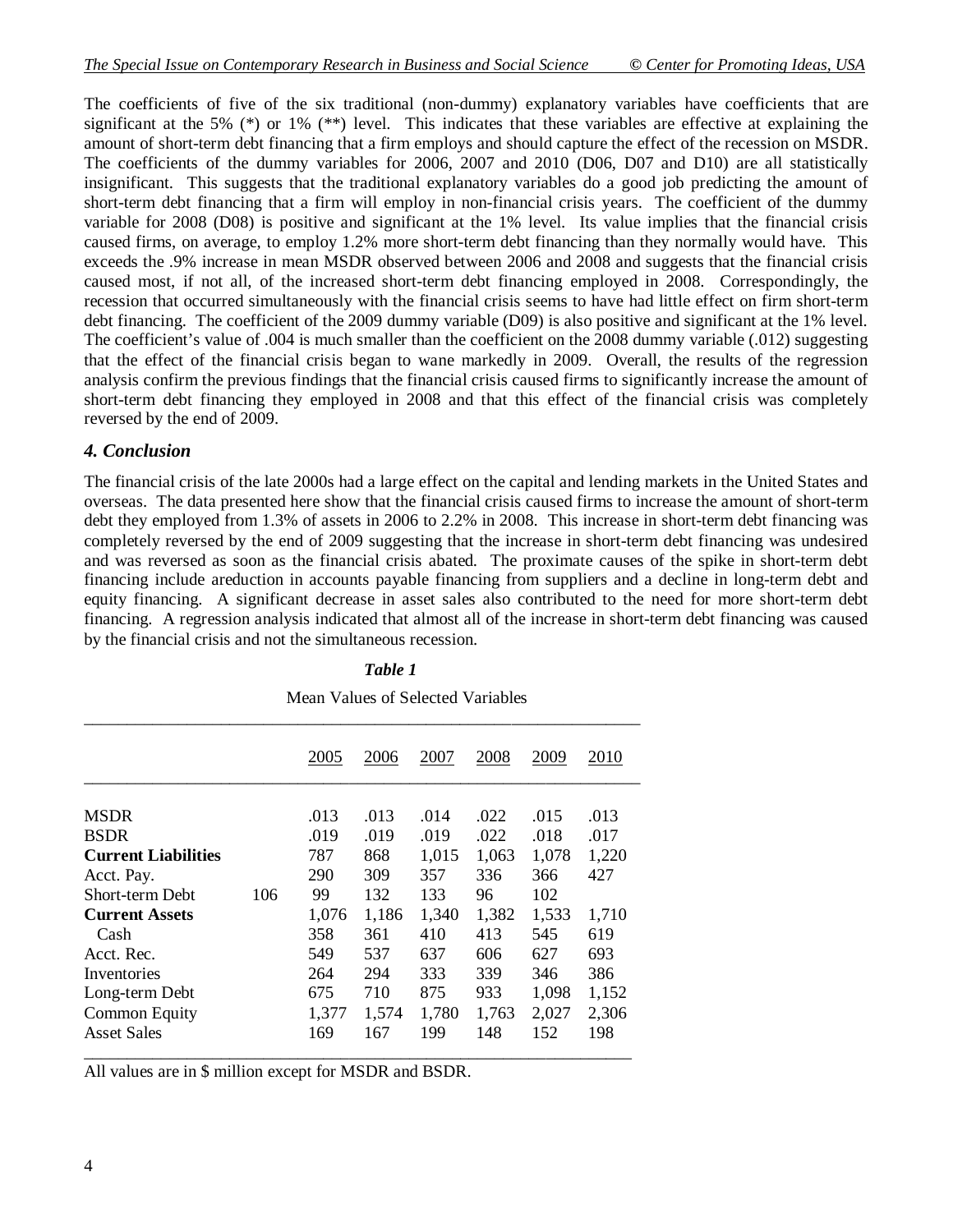The coefficients of five of the six traditional (non-dummy) explanatory variables have coefficients that are significant at the 5% (*) or 1% (**) level. This indicates that these variables are effective at explaining the amount of short-term debt financing that a firm employs and should capture the effect of the recession on MSDR. The coefficients of the dummy variables for 2006, 2007 and 2010 (D06, D07 and D10) are all statistically insignificant. This suggests that the traditional explanatory variables do a good job predicting the amount of short-term debt financing that a firm will employ in non-financial crisis years. The coefficient of the dummy variable for 2008 (D08) is positive and significant at the 1% level. Its value implies that the financial crisis caused firms, on average, to employ 1.2% more short-term debt financing than they normally would have. This exceeds the .9% increase in mean MSDR observed between 2006 and 2008 and suggests that the financial crisis caused most, if not all, of the increased short-term debt financing employed in 2008. Correspondingly, the recession that occurred simultaneously with the financial crisis seems to have had little effect on firm short-term debt financing. The coefficient of the 2009 dummy variable (D09) is also positive and significant at the 1% level. The coefficient's value of .004 is much smaller than the coefficient on the 2008 dummy variable (.012) suggesting that the effect of the financial crisis began to wane markedly in 2009. Overall, the results of the regression analysis confirm the previous findings that the financial crisis caused firms to significantly increase the amount of short-term debt financing they employed in 2008 and that this effect of the financial crisis was completely reversed by the end of 2009.

## *4. Conclusion*

The financial crisis of the late 2000s had a large effect on the capital and lending markets in the United States and overseas. The data presented here show that the financial crisis caused firms to increase the amount of short-term debt they employed from 1.3% of assets in 2006 to 2.2% in 2008. This increase in short-term debt financing was completely reversed by the end of 2009 suggesting that the increase in short-term debt financing was undesired and was reversed as soon as the financial crisis abated. The proximate causes of the spike in short-term debt financing include areduction in accounts payable financing from suppliers and a decline in long-term debt and equity financing. A significant decrease in asset sales also contributed to the need for more short-term debt financing. A regression analysis indicated that almost all of the increase in short-term debt financing was caused by the financial crisis and not the simultaneous recession.

***Table 1***

Mean Values of Selected Variables

| | | 2005 | 2006 | 2007 | 2008 | 2009 | 2010 |
|---|---|---|---|---|---|---|---|
| MSDR | | .013 | .013 | .014 | .022 | .015 | .013 |
| BSDR | | .019 | .019 | .019 | .022 | .018 | .017 |
| **Current Liabilities** | | 787 | 868 | 1,015 | 1,063 | 1,078 | 1,220 |
| Acct. Pay. | | 290 | 309 | 357 | 336 | 366 | 427 |
| Short-term Debt | 106 | 99 | 132 | 133 | 96 | 102 | |
| **Current Assets** | | 1,076 | 1,186 | 1,340 | 1,382 | 1,533 | 1,710 |
| Cash | | 358 | 361 | 410 | 413 | 545 | 619 |
| Acct. Rec. | | 549 | 537 | 637 | 606 | 627 | 693 |
| Inventories | | 264 | 294 | 333 | 339 | 346 | 386 |
| Long-term Debt | | 675 | 710 | 875 | 933 | 1,098 | 1,152 |
| Common Equity | | 1,377 | 1,574 | 1,780 | 1,763 | 2,027 | 2,306 |
| Asset Sales | | 169 | 167 | 199 | 148 | 152 | 198 |

All values are in $ million except for MSDR and BSDR.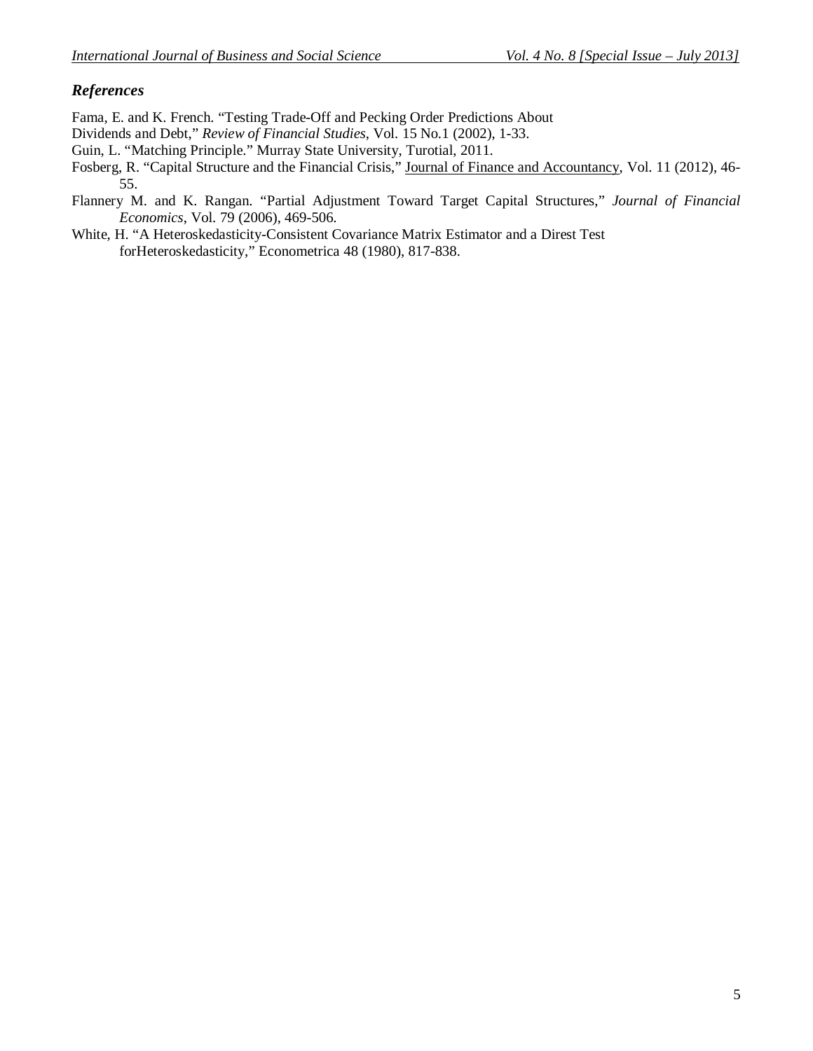## *References*

Fama, E. and K. French. "Testing Trade-Off and Pecking Order Predictions About
Dividends and Debt," *Review of Financial Studies*, Vol. 15 No.1 (2002), 1-33.

Guin, L. "Matching Principle." Murray State University, Turotial, 2011.

Fosberg, R. "Capital Structure and the Financial Crisis," Journal of Finance and Accountancy, Vol. 11 (2012), 46-55.

Flannery M. and K. Rangan. "Partial Adjustment Toward Target Capital Structures," *Journal of Financial Economics*, Vol. 79 (2006), 469-506.

White, H. "A Heteroskedasticity-Consistent Covariance Matrix Estimator and a Direst Test forHeteroskedasticity," Econometrica 48 (1980), 817-838.